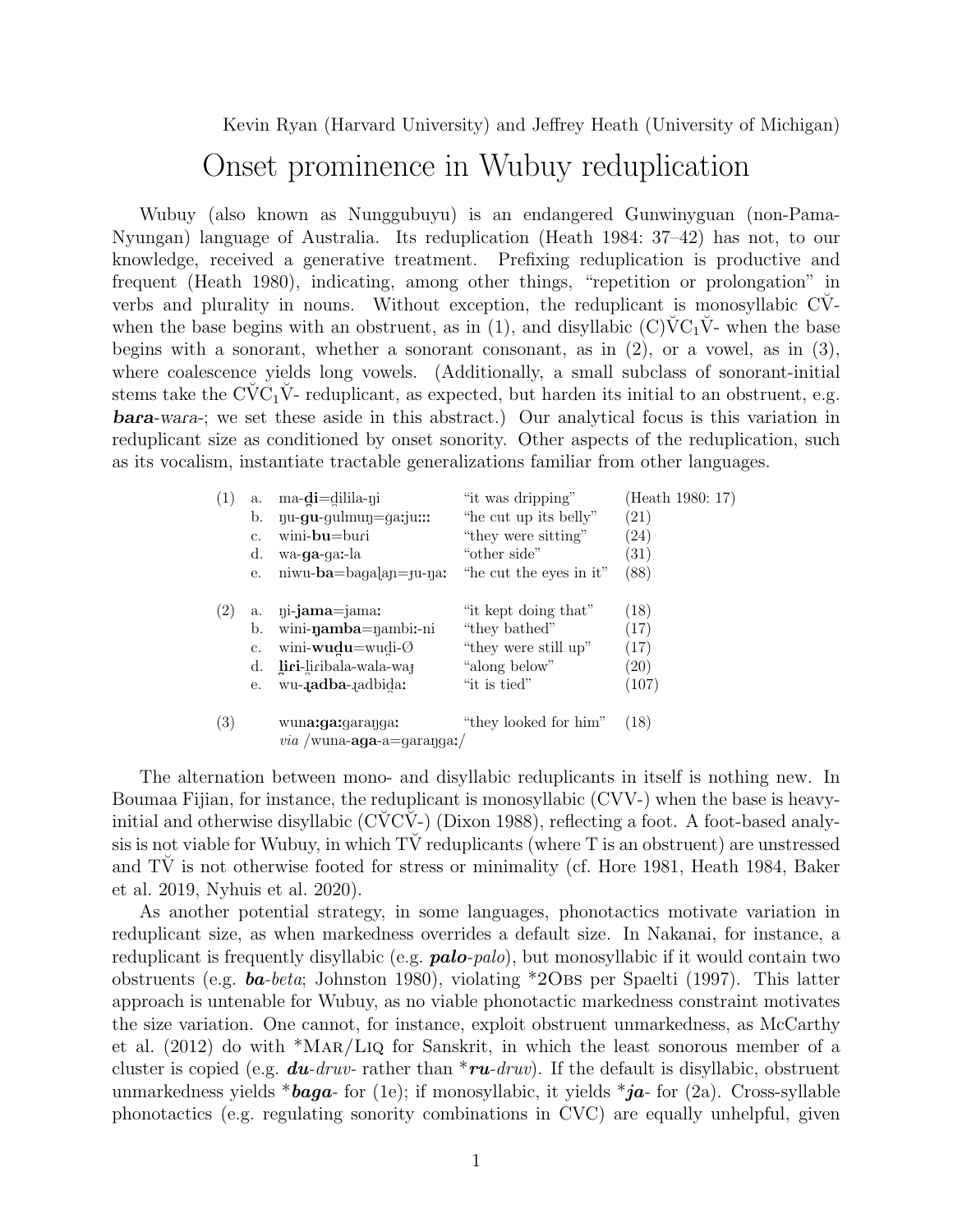Kevin Ryan (Harvard University) and Jeffrey Heath (University of Michigan)

# Onset prominence in Wubuy reduplication

Wubuy (also known as Nunggubuyu) is an endangered Gunwinyguan (non-Pama-Nyungan) language of Australia. Its reduplication (Heath 1984: 37–42) has not, to our knowledge, received a generative treatment. Prefixing reduplication is productive and frequent (Heath 1980), indicating, among other things, "repetition or prolongation" in verbs and plurality in nouns. Without exception, the reduplicant is monosyllabic CV̆- when the base begins with an obstruent, as in (1), and disyllabic (C)V̆$C_1$V̆- when the base begins with a sonorant, whether a sonorant consonant, as in (2), or a vowel, as in (3), where coalescence yields long vowels. (Additionally, a small subclass of sonorant-initial stems take the CV̆$C_1$V̆- reduplicant, as expected, but harden its initial to an obstruent, e.g. ***bara**-wara-*; we set these aside in this abstract.) Our analytical focus is this variation in reduplicant size as conditioned by onset sonority. Other aspects of the reduplication, such as its vocalism, instantiate tractable generalizations familiar from other languages.

| | | | | |
|---|---|---|---|---|
| (1) | a. | ma-**d̪i**=d̪ilila-ŋi | "it was dripping" | (Heath 1980: 17) |
| | b. | ŋu-**gu**-gulmuŋ=gaːjuːːː | "he cut up its belly" | (21) |
| | c. | wini-**bu**=buri | "they were sitting" | (24) |
| | d. | wa-**ga**-gaː-la | "other side" | (31) |
| | e. | niwu-**ba**=bagaɭaɲ=ɟu-ŋaː | "he cut the eyes in it" | (88) |
| (2) | a. | ŋi-**jama**=jamaː | "it kept doing that" | (18) |
| | b. | wini-**ŋamba**=ŋambiː-ni | "they bathed" | (17) |
| | c. | wini-**wud̪u**=wud̪i-Ø | "they were still up" | (17) |
| | d. | **l̪iri**-l̪iribala-wala-waɟ | "along below" | (20) |
| | e. | wu-**ɻadba**-ɻadbid̪aː | "it is tied" | (107) |
| (3) | | wun**aːgaː**garaŋgaː | "they looked for him" | (18) |
| | | *via* /wuna-**aga**-a=garaŋgaː/ | | |

The alternation between mono- and disyllabic reduplicants in itself is nothing new. In Boumaa Fijian, for instance, the reduplicant is monosyllabic (CVV-) when the base is heavy-initial and otherwise disyllabic (CV̆CV̆-) (Dixon 1988), reflecting a foot. A foot-based analysis is not viable for Wubuy, in which TV̆ reduplicants (where T is an obstruent) are unstressed and TV̆ is not otherwise footed for stress or minimality (cf. Hore 1981, Heath 1984, Baker et al. 2019, Nyhuis et al. 2020).

As another potential strategy, in some languages, phonotactics motivate variation in reduplicant size, as when markedness overrides a default size. In Nakanai, for instance, a reduplicant is frequently disyllabic (e.g. ***palo**-palo*), but monosyllabic if it would contain two obstruents (e.g. ***ba**-beta*; Johnston 1980), violating *2Obs per Spaelti (1997). This latter approach is untenable for Wubuy, as no viable phonotactic markedness constraint motivates the size variation. One cannot, for instance, exploit obstruent unmarkedness, as McCarthy et al. (2012) do with *Mar/Liq for Sanskrit, in which the least sonorous member of a cluster is copied (e.g. ***du**-druv-* rather than *\****ru**-druv*). If the default is disyllabic, obstruent unmarkedness yields *\****baga**-* for (1e); if monosyllabic, it yields *\****ja**-* for (2a). Cross-syllable phonotactics (e.g. regulating sonority combinations in CVC) are equally unhelpful, given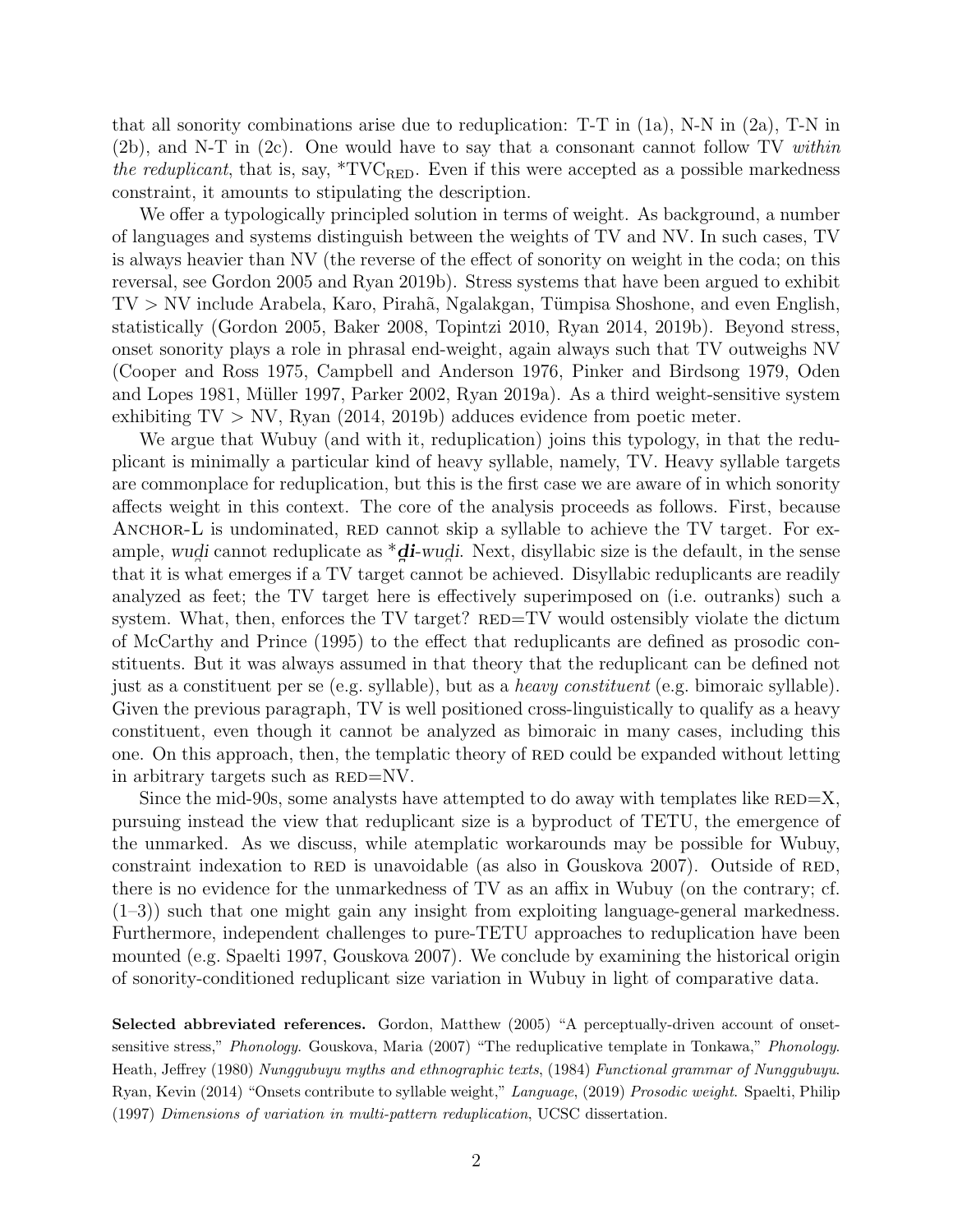that all sonority combinations arise due to reduplication: T-T in (1a), N-N in (2a), T-N in (2b), and N-T in (2c). One would have to say that a consonant cannot follow TV *within the reduplicant*, that is, say, *TVC$_{\text{RED}}$. Even if this were accepted as a possible markedness constraint, it amounts to stipulating the description.

We offer a typologically principled solution in terms of weight. As background, a number of languages and systems distinguish between the weights of TV and NV. In such cases, TV is always heavier than NV (the reverse of the effect of sonority on weight in the coda; on this reversal, see Gordon 2005 and Ryan 2019b). Stress systems that have been argued to exhibit TV > NV include Arabela, Karo, Pirahã, Ngalakgan, Tümpisa Shoshone, and even English, statistically (Gordon 2005, Baker 2008, Topintzi 2010, Ryan 2014, 2019b). Beyond stress, onset sonority plays a role in phrasal end-weight, again always such that TV outweighs NV (Cooper and Ross 1975, Campbell and Anderson 1976, Pinker and Birdsong 1979, Oden and Lopes 1981, Müller 1997, Parker 2002, Ryan 2019a). As a third weight-sensitive system exhibiting TV > NV, Ryan (2014, 2019b) adduces evidence from poetic meter.

We argue that Wubuy (and with it, reduplication) joins this typology, in that the reduplicant is minimally a particular kind of heavy syllable, namely, TV. Heavy syllable targets are commonplace for reduplication, but this is the first case we are aware of in which sonority affects weight in this context. The core of the analysis proceeds as follows. First, because Anchor-L is undominated, red cannot skip a syllable to achieve the TV target. For example, *wuḏi* cannot reduplicate as **ḏi*-*wuḏi*. Next, disyllabic size is the default, in the sense that it is what emerges if a TV target cannot be achieved. Disyllabic reduplicants are readily analyzed as feet; the TV target here is effectively superimposed on (i.e. outranks) such a system. What, then, enforces the TV target? red=TV would ostensibly violate the dictum of McCarthy and Prince (1995) to the effect that reduplicants are defined as prosodic constituents. But it was always assumed in that theory that the reduplicant can be defined not just as a constituent per se (e.g. syllable), but as a *heavy constituent* (e.g. bimoraic syllable). Given the previous paragraph, TV is well positioned cross-linguistically to qualify as a heavy constituent, even though it cannot be analyzed as bimoraic in many cases, including this one. On this approach, then, the templatic theory of red could be expanded without letting in arbitrary targets such as red=NV.

Since the mid-90s, some analysts have attempted to do away with templates like red=X, pursuing instead the view that reduplicant size is a byproduct of TETU, the emergence of the unmarked. As we discuss, while atemplatic workarounds may be possible for Wubuy, constraint indexation to red is unavoidable (as also in Gouskova 2007). Outside of red, there is no evidence for the unmarkedness of TV as an affix in Wubuy (on the contrary; cf. (1–3)) such that one might gain any insight from exploiting language-general markedness. Furthermore, independent challenges to pure-TETU approaches to reduplication have been mounted (e.g. Spaelti 1997, Gouskova 2007). We conclude by examining the historical origin of sonority-conditioned reduplicant size variation in Wubuy in light of comparative data.

**Selected abbreviated references.** Gordon, Matthew (2005) "A perceptually-driven account of onset-sensitive stress," *Phonology*. Gouskova, Maria (2007) "The reduplicative template in Tonkawa," *Phonology*. Heath, Jeffrey (1980) *Nunggubuyu myths and ethnographic texts*, (1984) *Functional grammar of Nunggubuyu*. Ryan, Kevin (2014) "Onsets contribute to syllable weight," *Language*, (2019) *Prosodic weight*. Spaelti, Philip (1997) *Dimensions of variation in multi-pattern reduplication*, UCSC dissertation.